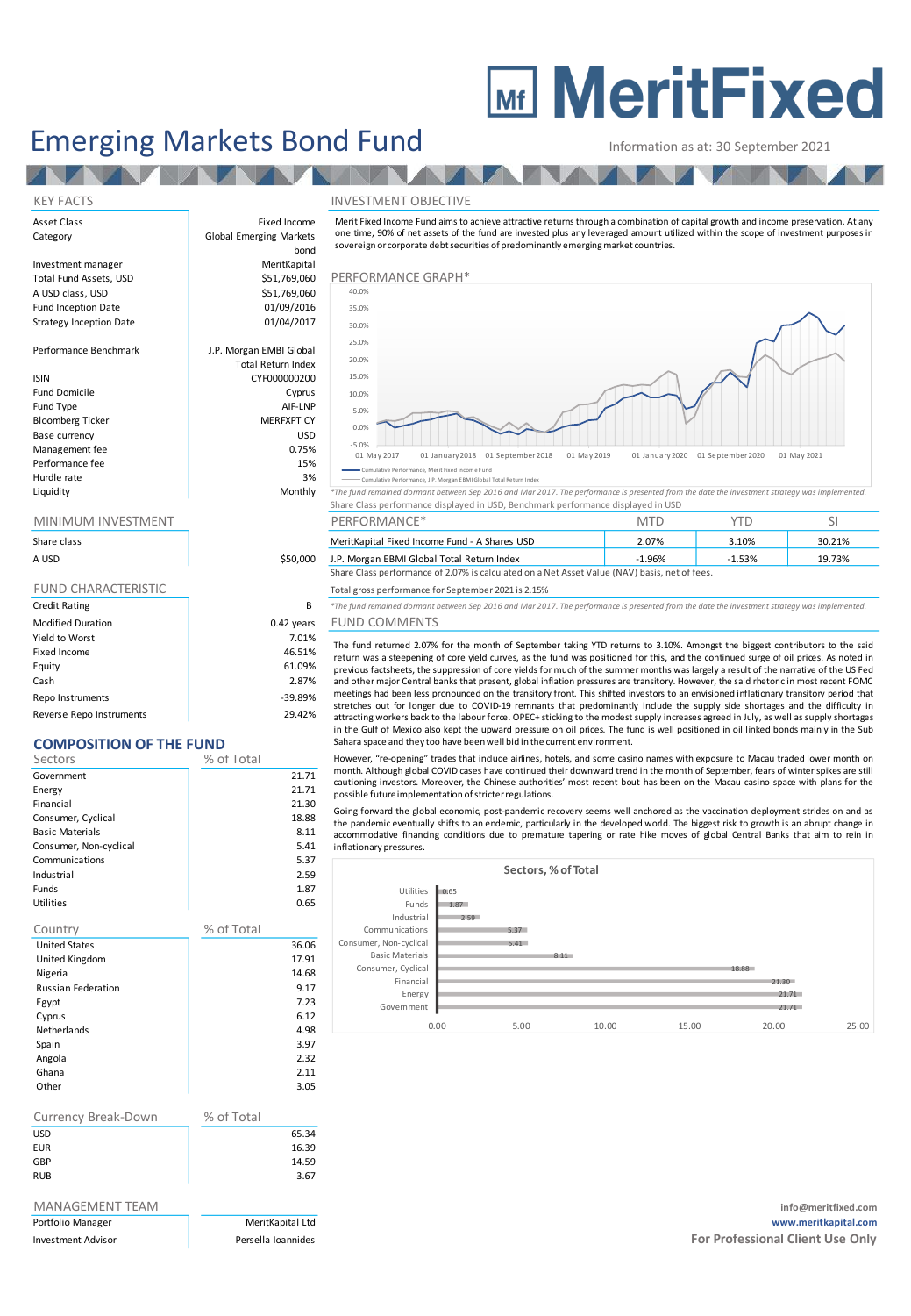# MeritFixed

# Emerging Markets Bond Fund

Information as at: 30 September 2021

## KEY FACTS

| | |
|---|---|
| Asset Class | Fixed Income |
| Category | Global Emerging Markets bond |
| Investment manager | MeritKapital |
| Total Fund Assets, USD | $51,769,060 |
| A USD class, USD | $51,769,060 |
| Fund Inception Date | 01/09/2016 |
| Strategy Inception Date | 01/04/2017 |
| Performance Benchmark | J.P. Morgan EMBI Global Total Return Index |
| ISIN | CYF000000200 |
| Fund Domicile | Cyprus |
| Fund Type | AIF-LNP |
| Bloomberg Ticker | MERFXPT CY |
| Base currency | USD |
| Management fee | 0.75% |
| Performance fee | 15% |
| Hurdle rate | 3% |
| Liquidity | Monthly |

## MINIMUM INVESTMENT

| Share class | |
|---|---|
| A USD | $50,000 |

## FUND CHARACTERISTIC

| | |
|---|---|
| Credit Rating | B |
| Modified Duration | 0.42 years |
| Yield to Worst | 7.01% |
| Fixed Income | 46.51% |
| Equity | 61.09% |
| Cash | 2.87% |
| Repo Instruments | -39.89% |
| Reverse Repo Instruments | 29.42% |

## COMPOSITION OF THE FUND

| Sectors | % of Total |
|---|---|
| Government | 21.71 |
| Energy | 21.71 |
| Financial | 21.30 |
| Consumer, Cyclical | 18.88 |
| Basic Materials | 8.11 |
| Consumer, Non-cyclical | 5.41 |
| Communications | 5.37 |
| Industrial | 2.59 |
| Funds | 1.87 |
| Utilities | 0.65 |

| Country | % of Total |
|---|---|
| United States | 36.06 |
| United Kingdom | 17.91 |
| Nigeria | 14.68 |
| Russian Federation | 9.17 |
| Egypt | 7.23 |
| Cyprus | 6.12 |
| Netherlands | 4.98 |
| Spain | 3.97 |
| Angola | 2.32 |
| Ghana | 2.11 |
| Other | 3.05 |

| Currency Break-Down | % of Total |
|---|---|
| USD | 65.34 |
| EUR | 16.39 |
| GBP | 14.59 |
| RUB | 3.67 |

## MANAGEMENT TEAM

| | |
|---|---|
| Portfolio Manager | MeritKapital Ltd |
| Investment Advisor | Persella Ioannides |

## INVESTMENT OBJECTIVE

Merit Fixed Income Fund aims to achieve attractive returns through a combination of capital growth and income preservation. At any one time, 90% of net assets of the fund are invested plus any leveraged amount utilized within the scope of investment purposes in sovereign or corporate debt securities of predominantly emerging market countries.

## PERFORMANCE GRAPH*

Cumulative Performance, Merit Fixed Income Fund
Cumulative Performance, J.P. Morgan EMBI Global Total Return Index

*The fund remained dormant between Sep 2016 and Mar 2017. The performance is presented from the date the investment strategy was implemented.

Share Class performance displayed in USD, Benchmark performance displayed in USD

| PERFORMANCE* | MTD | YTD | SI |
|---|---|---|---|
| MeritKapital Fixed Income Fund - A Shares USD | 2.07% | 3.10% | 30.21% |
| J.P. Morgan EBMI Global Total Return Index | -1.96% | -1.53% | 19.73% |

Share Class performance of 2.07% is calculated on a Net Asset Value (NAV) basis, net of fees.

Total gross performance for September 2021 is 2.15%

*The fund remained dormant between Sep 2016 and Mar 2017. The performance is presented from the date the investment strategy was implemented.

## FUND COMMENTS

The fund returned 2.07% for the month of September taking YTD returns to 3.10%. Amongst the biggest contributors to the said return was a steepening of core yield curves, as the fund was positioned for this, and the continued surge of oil prices. As noted in previous factsheets, the suppression of core yields for much of the summer months was largely a result of the narrative of the US Fed and other major Central banks that present, global inflation pressures are transitory. However, the said rhetoric in most recent FOMC meetings had been less pronounced on the transitory front. This shifted investors to an envisioned inflationary transitory period that stretches out for longer due to COVID-19 remnants that predominantly include the supply side shortages and the difficulty in attracting workers back to the labour force. OPEC+ sticking to the modest supply increases agreed in July, as well as supply shortages in the Gulf of Mexico also kept the upward pressure on oil prices. The fund is well positioned in oil linked bonds mainly in the Sub Sahara space and they too have been well bid in the current environment.

However, "re-opening" trades that include airlines, hotels, and some casino names with exposure to Macau traded lower month on month. Although global COVID cases have continued their downward trend in the month of September, fears of winter spikes are still cautioning investors. Moreover, the Chinese authorities' most recent bout has been on the Macau casino space with plans for the possible future implementation of stricter regulations.

Going forward the global economic, post-pandemic recovery seems well anchored as the vaccination deployment strides on and as the pandemic eventually shifts to an endemic, particularly in the developed world. The biggest risk to growth is an abrupt change in accommodative financing conditions due to premature tapering or rate hike moves of global Central Banks that aim to rein in inflationary pressures.

**Sectors, % of Total**

| Sector | % of Total |
|---|---|
| Utilities | 0.65 |
| Funds | 1.87 |
| Industrial | 2.59 |
| Communications | 5.37 |
| Consumer, Non-cyclical | 5.41 |
| Basic Materials | 8.11 |
| Consumer, Cyclical | 18.88 |
| Financial | 21.30 |
| Energy | 21.71 |
| Government | 21.71 |

info@meritfixed.com
**www.meritkapital.com**
**For Professional Client Use Only**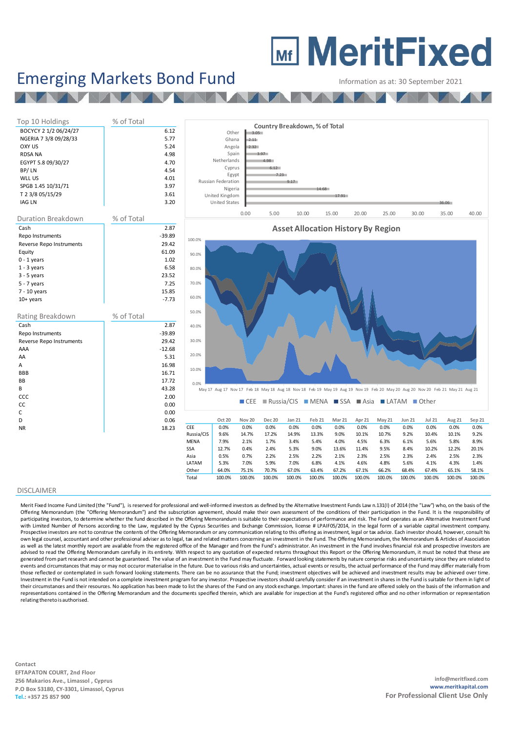# Emerging Markets Bond Fund

MeritFixed

Information as at: 30 September 2021

| Top 10 Holdings | % of Total |
|---|---|
| BOCYCY 2 1/2 06/24/27 | 6.12 |
| NGERIA 7 3/8 09/28/33 | 5.77 |
| OXY US | 5.24 |
| RDSA NA | 4.98 |
| EGYPT 5.8 09/30/27 | 4.70 |
| BP/ LN | 4.54 |
| WLL US | 4.01 |
| SPGB 1.45 10/31/71 | 3.97 |
| T 2 3/8 05/15/29 | 3.61 |
| IAG LN | 3.20 |

| Duration Breakdown | % of Total |
|---|---|
| Cash | 2.87 |
| Repo Instruments | -39.89 |
| Reverse Repo Instruments | 29.42 |
| Equity | 61.09 |
| 0 - 1 years | 1.02 |
| 1 - 3 years | 6.58 |
| 3 - 5 years | 23.52 |
| 5 - 7 years | 7.25 |
| 7 - 10 years | 15.85 |
| 10+ years | -7.73 |

| Rating Breakdown | % of Total |
|---|---|
| Cash | 2.87 |
| Repo Instruments | -39.89 |
| Reverse Repo Instruments | 29.42 |
| AAA | -12.68 |
| AA | 5.31 |
| A | 16.98 |
| BBB | 16.71 |
| BB | 17.72 |
| B | 43.28 |
| CCC | 2.00 |
| CC | 0.00 |
| C | 0.00 |
| D | 0.06 |
| NR | 18.23 |

Country Breakdown, % of Total

Other 3.05
Ghana 2.11
Angola 2.32
Spain 3.97
Netherlands 4.98
Cyprus 6.12
Egypt 7.23
Russian Federation 9.17
Nigeria 14.68
United Kingdom 17.91
United States 36.06

0.00 5.00 10.00 15.00 20.00 25.00 30.00 35.00 40.00

Asset Allocation History By Region

100.0% 90.0% 80.0% 70.0% 60.0% 50.0% 40.0% 30.0% 20.0% 10.0% 0.0%

May 17 Aug 17 Nov 17 Feb 18 May 18 Aug 18 Nov 18 Feb 19 May 19 Aug 19 Nov 19 Feb 20 May 20 Aug 20 Nov 20 Feb 21 May 21 Aug 21

CEE Russia/CIS MENA SSA Asia LATAM Other

| | Oct 20 | Nov 20 | Dec 20 | Jan 21 | Feb 21 | Mar 21 | Apr 21 | May 21 | Jun 21 | Jul 21 | Aug 21 | Sep 21 |
|---|---|---|---|---|---|---|---|---|---|---|---|---|
| CEE | 0.0% | 0.0% | 0.0% | 0.0% | 0.0% | 0.0% | 0.0% | 0.0% | 0.0% | 0.0% | 0.0% | 0.0% |
| Russia/CIS | 9.6% | 14.7% | 17.2% | 14.9% | 13.3% | 9.0% | 10.1% | 10.7% | 9.2% | 10.4% | 10.1% | 9.2% |
| MENA | 7.9% | 2.1% | 1.7% | 3.4% | 5.4% | 4.0% | 4.5% | 6.3% | 6.1% | 5.6% | 5.8% | 8.9% |
| SSA | 12.7% | 0.4% | 2.4% | 5.3% | 9.0% | 13.6% | 11.4% | 9.5% | 8.4% | 10.2% | 12.2% | 20.1% |
| Asia | 0.5% | 0.7% | 2.2% | 2.5% | 2.2% | 2.1% | 2.3% | 2.5% | 2.3% | 2.4% | 2.5% | 2.3% |
| LATAM | 5.3% | 7.0% | 5.9% | 7.0% | 6.8% | 4.1% | 4.6% | 4.8% | 5.6% | 4.1% | 4.3% | 1.4% |
| Other | 64.0% | 75.1% | 70.7% | 67.0% | 63.4% | 67.2% | 67.1% | 66.2% | 68.4% | 67.4% | 65.1% | 58.1% |
| Total | 100.0% | 100.0% | 100.0% | 100.0% | 100.0% | 100.0% | 100.0% | 100.0% | 100.0% | 100.0% | 100.0% | 100.0% |

## DISCLAIMER

Merit Fixed Income Fund Limited (the "Fund"), is reserved for professional and well-informed investors as defined by the Alternative Investment Funds Law n.131(I) of 2014 (the "Law") who, on the basis of the Offering Memorandum (the "Offering Memorandum") and the subscription agreement, should make their own assessment of the conditions of their participation in the Fund. It is the responsibility of participating investors, to determine whether the fund described in the Offering Memorandum is suitable to their expectations of performance and risk. The Fund operates as an Alternative Investment Fund with Limited Number of Persons according to the Law, regulated by the Cyprus Securities and Exchange Commission, license # LPAIF05/2014, in the legal form of a variable capital investment company. Prospective investors are not to construe the contents of the Offering Memorandum or any communication relating to this offering as investment, legal or tax advice. Each investor should, however, consult his own legal counsel, accountant and other professional adviser as to legal, tax and related matters concerning an investment in the Fund. The Offering Memorandum, the Memorandum & Articles of Association as well as the latest monthly report are available from the registered office of the Manager and from the Fund's administrator. An investment in the Fund involves financial risk and prospective investors are advised to read the Offering Memorandum carefully in its entirety. With respect to any quotation of expected returns throughout this Report or the Offering Memorandum, it must be noted that these are generated from part research and cannot be guaranteed. The value of an investment in the Fund may fluctuate. Forward looking statements by nature comprise risks and uncertainty since they are related to events and circumstances that may or may not occuror materialise in the future. Due to various risks and uncertainties, actual events or results, the actual performance of the Fund may differ materially from those reflected or contemplated in such forward looking statements. There can be no assurance that the Fund; investment objectives will be achieved and investment results may be achieved over time. Investment in the Fund is not intended on a complete investment program for any investor. Prospective investors should carefully consider if an investment in shares in the Fund is suitable for them in light of their circumstances and their resources. No application has been made to list the shares of the Fund on any stock exchange. Important: shares in the fund are offered solely on the basis of the information and representations contained in the Offering Memorandum and the documents specified therein, which are available for inspection at the Fund's registered office and no other information or representation relating thereto is authorised.

**Contact**
**EFTAPATON COURT, 2nd Floor**
**256 Makarios Ave., Limassol , Cyprus**
**P.O Box 53180, CY-3301, Limassol, Cyprus**
**Tel.: +357 25 857 900**

**info@meritfixed.com**
**www.meritkapital.com**
**For Professional Client Use Only**